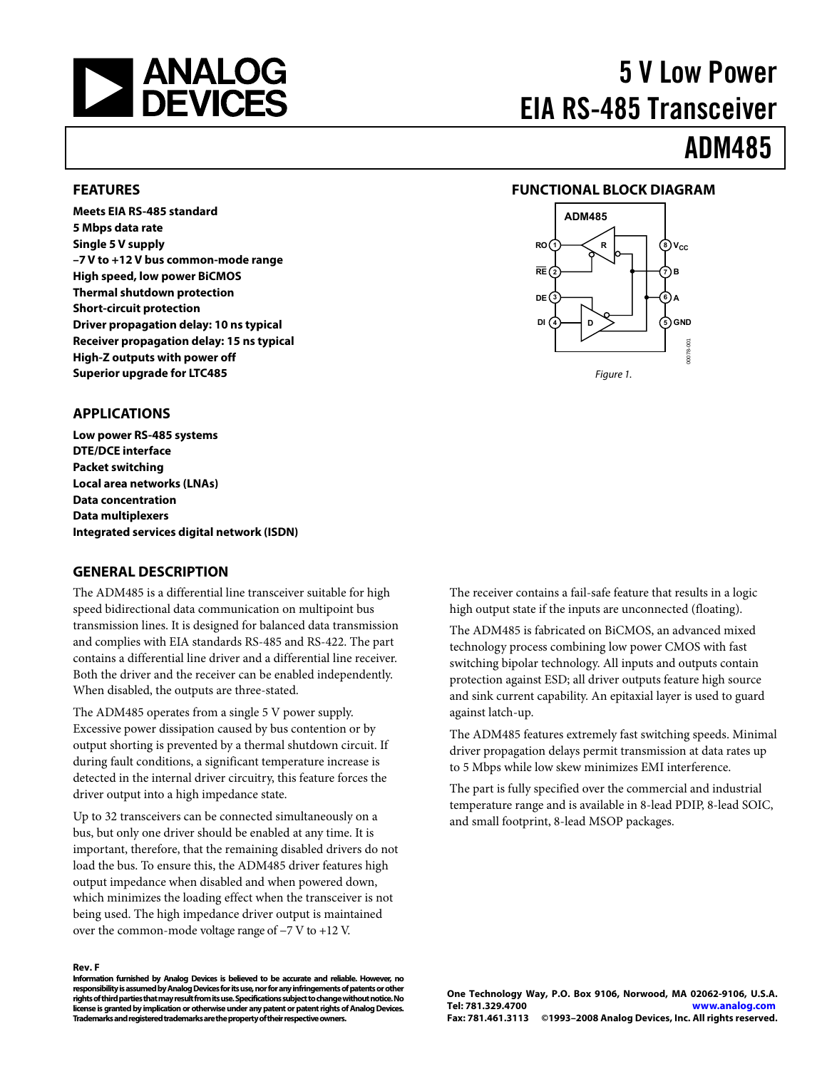# 5 V Low Power EIA RS-485 Transceiver

# ADM485

## FEATURES

**Meets EIA RS-485 standard**
**5 Mbps data rate**
**Single 5 V supply**
**–7 V to +12 V bus common-mode range**
**High speed, low power BiCMOS**
**Thermal shutdown protection**
**Short-circuit protection**
**Driver propagation delay: 10 ns typical**
**Receiver propagation delay: 15 ns typical**
**High-Z outputs with power off**
**Superior upgrade for LTC485**

## APPLICATIONS

**Low power RS-485 systems**
**DTE/DCE interface**
**Packet switching**
**Local area networks (LNAs)**
**Data concentration**
**Data multiplexers**
**Integrated services digital network (ISDN)**

## FUNCTIONAL BLOCK DIAGRAM

*Figure 1.*

## GENERAL DESCRIPTION

The ADM485 is a differential line transceiver suitable for high speed bidirectional data communication on multipoint bus transmission lines. It is designed for balanced data transmission and complies with EIA standards RS-485 and RS-422. The part contains a differential line driver and a differential line receiver. Both the driver and the receiver can be enabled independently. When disabled, the outputs are three-stated.

The ADM485 operates from a single 5 V power supply. Excessive power dissipation caused by bus contention or by output shorting is prevented by a thermal shutdown circuit. If during fault conditions, a significant temperature increase is detected in the internal driver circuitry, this feature forces the driver output into a high impedance state.

Up to 32 transceivers can be connected simultaneously on a bus, but only one driver should be enabled at any time. It is important, therefore, that the remaining disabled drivers do not load the bus. To ensure this, the ADM485 driver features high output impedance when disabled and when powered down, which minimizes the loading effect when the transceiver is not being used. The high impedance driver output is maintained over the common-mode voltage range of –7 V to +12 V.

The receiver contains a fail-safe feature that results in a logic high output state if the inputs are unconnected (floating).

The ADM485 is fabricated on BiCMOS, an advanced mixed technology process combining low power CMOS with fast switching bipolar technology. All inputs and outputs contain protection against ESD; all driver outputs feature high source and sink current capability. An epitaxial layer is used to guard against latch-up.

The ADM485 features extremely fast switching speeds. Minimal driver propagation delays permit transmission at data rates up to 5 Mbps while low skew minimizes EMI interference.

The part is fully specified over the commercial and industrial temperature range and is available in 8-lead PDIP, 8-lead SOIC, and small footprint, 8-lead MSOP packages.

**Rev. F**

**Information furnished by Analog Devices is believed to be accurate and reliable. However, no responsibility is assumed by Analog Devices for its use, nor for any infringements of patents or other rights of third parties that may result from its use. Specifications subject to change without notice. No license is granted by implication or otherwise under any patent or patent rights of Analog Devices. Trademarks and registered trademarks are the property of their respective owners.**

**One Technology Way, P.O. Box 9106, Norwood, MA 02062-9106, U.S.A.**
**Tel: 781.329.4700** **www.analog.com**
**Fax: 781.461.3113** **©1993–2008 Analog Devices, Inc. All rights reserved.**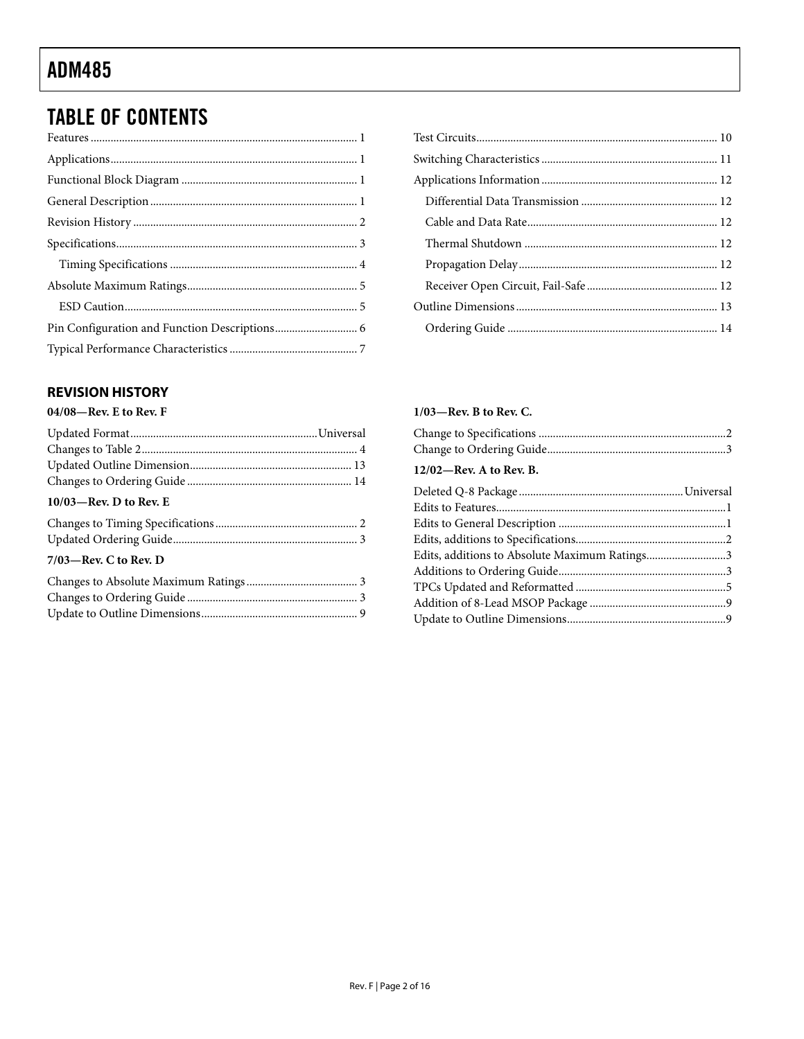## TABLE OF CONTENTS

Features ............ 1
Applications ............ 1
Functional Block Diagram ............ 1
General Description ............ 1
Revision History ............ 2
Specifications ............ 3
- Timing Specifications ............ 4

Absolute Maximum Ratings ............ 5
- ESD Caution ............ 5

Pin Configuration and Function Descriptions ............ 6
Typical Performance Characteristics ............ 7
Test Circuits ............ 10
Switching Characteristics ............ 11
Applications Information ............ 12
- Differential Data Transmission ............ 12
- Cable and Data Rate ............ 12
- Thermal Shutdown ............ 12
- Propagation Delay ............ 12
- Receiver Open Circuit, Fail-Safe ............ 12

Outline Dimensions ............ 13
- Ordering Guide ............ 14

### REVISION HISTORY

**04/08—Rev. E to Rev. F**

Updated Format ............ Universal
Changes to Table 2 ............ 4
Updated Outline Dimension ............ 13
Changes to Ordering Guide ............ 14

**10/03—Rev. D to Rev. E**

Changes to Timing Specifications ............ 2
Updated Ordering Guide ............ 3

**7/03—Rev. C to Rev. D**

Changes to Absolute Maximum Ratings ............ 3
Changes to Ordering Guide ............ 3
Update to Outline Dimensions ............ 9

**1/03—Rev. B to Rev. C.**

Change to Specifications ............ 2
Change to Ordering Guide ............ 3

**12/02—Rev. A to Rev. B.**

Deleted Q-8 Package ............ Universal
Edits to Features ............ 1
Edits to General Description ............ 1
Edits, additions to Specifications ............ 2
Edits, additions to Absolute Maximum Ratings ............ 3
Additions to Ordering Guide ............ 3
TPCs Updated and Reformatted ............ 5
Addition of 8-Lead MSOP Package ............ 9
Update to Outline Dimensions ............ 9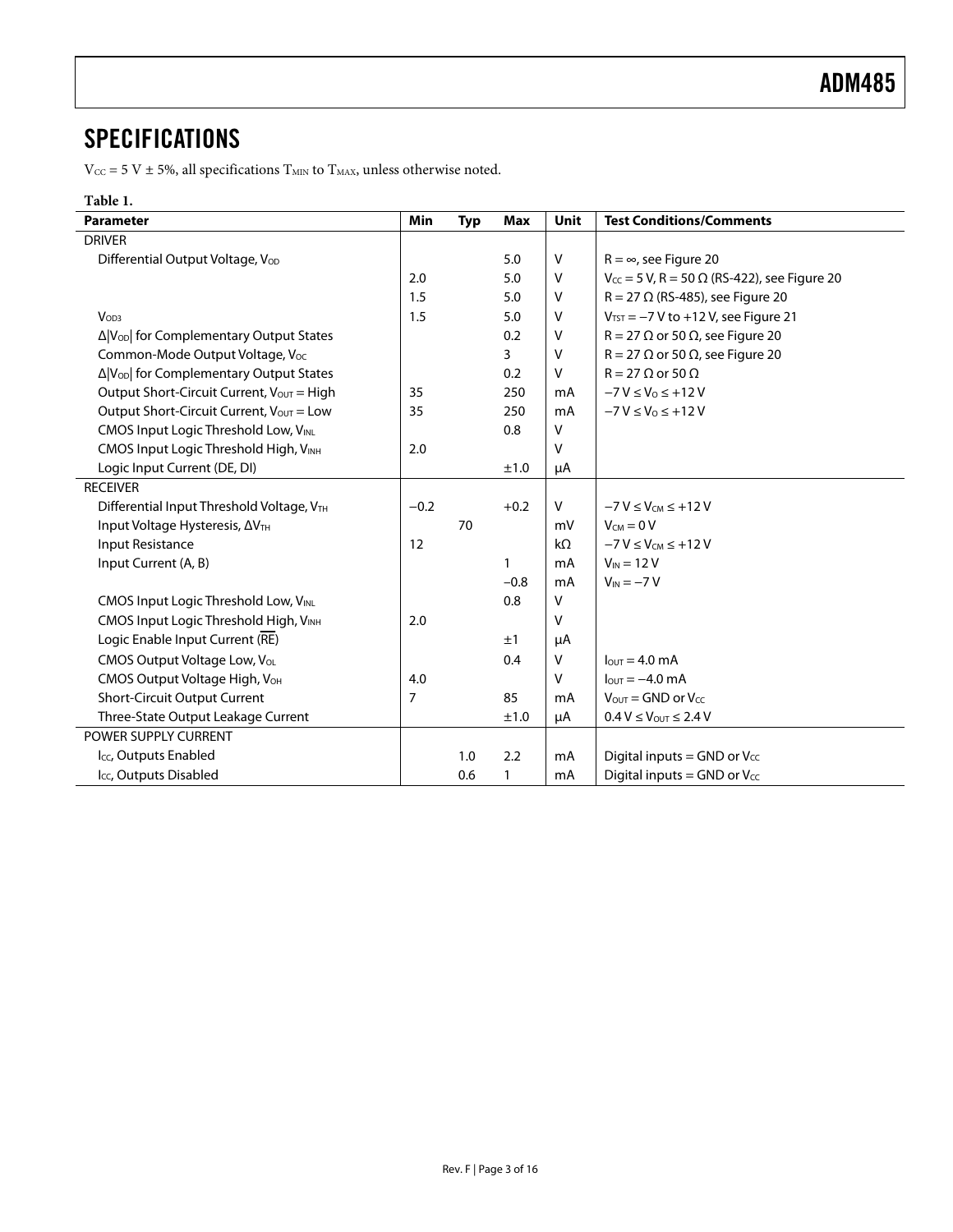## SPECIFICATIONS

$V_{CC}$ = 5 V ± 5%, all specifications $T_{MIN}$ to $T_{MAX}$, unless otherwise noted.

**Table 1.**

| Parameter | Min | Typ | Max | Unit | Test Conditions/Comments |
|---|---|---|---|---|---|
| DRIVER | | | | | |
| Differential Output Voltage, $V_{OD}$ | | | 5.0 | V | R = ∞, see Figure 20 |
| | 2.0 | | 5.0 | V | $V_{CC}$ = 5 V, R = 50 Ω (RS-422), see Figure 20 |
| | 1.5 | | 5.0 | V | R = 27 Ω (RS-485), see Figure 20 |
| $V_{OD3}$ | 1.5 | | 5.0 | V | $V_{TST}$ = −7 V to +12 V, see Figure 21 |
| Δ\|$V_{OD}$\| for Complementary Output States | | | 0.2 | V | R = 27 Ω or 50 Ω, see Figure 20 |
| Common-Mode Output Voltage, $V_{OC}$ | | | 3 | V | R = 27 Ω or 50 Ω, see Figure 20 |
| Δ\|$V_{OD}$\| for Complementary Output States | | | 0.2 | V | R = 27 Ω or 50 Ω |
| Output Short-Circuit Current, $V_{OUT}$ = High | 35 | | 250 | mA | −7 V ≤ $V_O$ ≤ +12 V |
| Output Short-Circuit Current, $V_{OUT}$ = Low | 35 | | 250 | mA | −7 V ≤ $V_O$ ≤ +12 V |
| CMOS Input Logic Threshold Low, $V_{INL}$ | | | 0.8 | V | |
| CMOS Input Logic Threshold High, $V_{INH}$ | 2.0 | | | V | |
| Logic Input Current (DE, DI) | | | ±1.0 | μA | |
| RECEIVER | | | | | |
| Differential Input Threshold Voltage, $V_{TH}$ | −0.2 | | +0.2 | V | −7 V ≤ $V_{CM}$ ≤ +12 V |
| Input Voltage Hysteresis, $\Delta V_{TH}$ | | 70 | | mV | $V_{CM}$ = 0 V |
| Input Resistance | 12 | | | kΩ | −7 V ≤ $V_{CM}$ ≤ +12 V |
| Input Current (A, B) | | | 1 | mA | $V_{IN}$ = 12 V |
| | | | −0.8 | mA | $V_{IN}$ = −7 V |
| CMOS Input Logic Threshold Low, $V_{INL}$ | | | 0.8 | V | |
| CMOS Input Logic Threshold High, $V_{INH}$ | 2.0 | | | V | |
| Logic Enable Input Current ($\overline{RE}$) | | | ±1 | μA | |
| CMOS Output Voltage Low, $V_{OL}$ | | | 0.4 | V | $I_{OUT}$ = 4.0 mA |
| CMOS Output Voltage High, $V_{OH}$ | 4.0 | | | V | $I_{OUT}$ = −4.0 mA |
| Short-Circuit Output Current | 7 | | 85 | mA | $V_{OUT}$ = GND or $V_{CC}$ |
| Three-State Output Leakage Current | | | ±1.0 | μA | 0.4 V ≤ $V_{OUT}$ ≤ 2.4 V |
| POWER SUPPLY CURRENT | | | | | |
| $I_{CC}$, Outputs Enabled | | 1.0 | 2.2 | mA | Digital inputs = GND or $V_{CC}$ |
| $I_{CC}$, Outputs Disabled | | 0.6 | 1 | mA | Digital inputs = GND or $V_{CC}$ |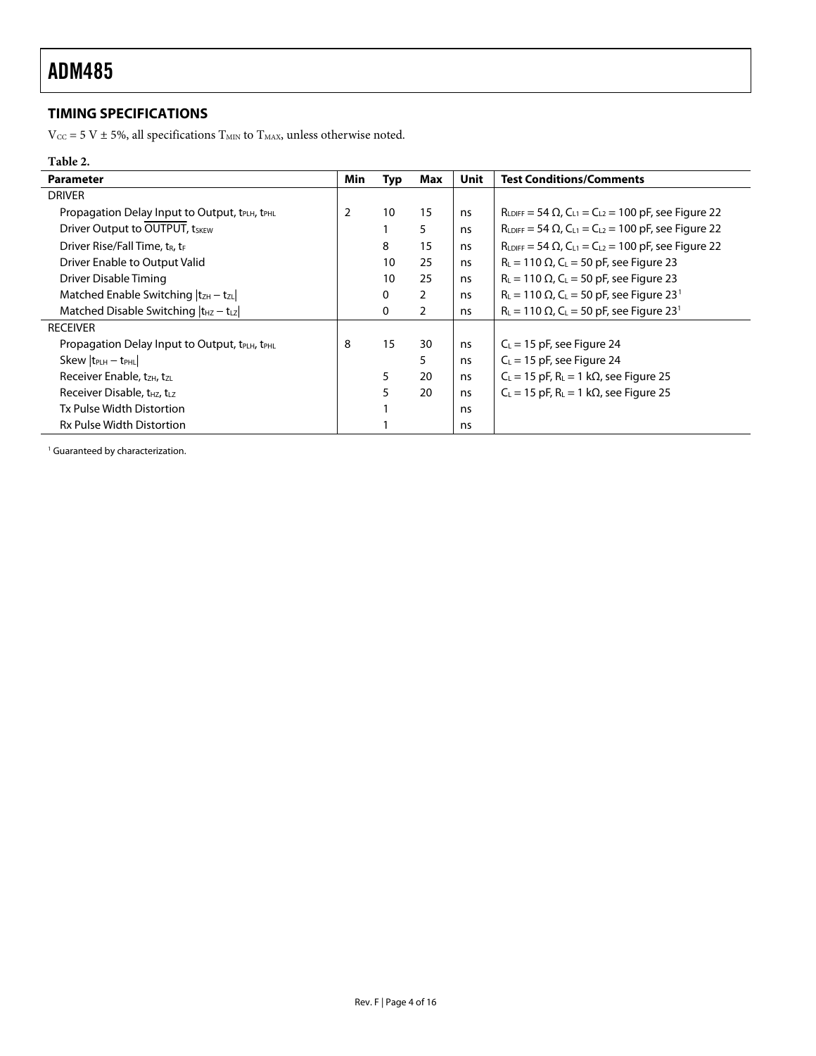## TIMING SPECIFICATIONS

$V_{CC}$ = 5 V ± 5%, all specifications $T_{MIN}$ to $T_{MAX}$, unless otherwise noted.

**Table 2.**

| Parameter | Min | Typ | Max | Unit | Test Conditions/Comments |
|---|---|---|---|---|---|
| DRIVER | | | | | |
| Propagation Delay Input to Output, $t_{PLH}$, $t_{PHL}$ | 2 | 10 | 15 | ns | $R_{LDIFF}$ = 54 Ω, $C_{L1}$ = $C_{L2}$ = 100 pF, see Figure 22 |
| Driver Output to $\overline{\text{OUTPUT}}$, $t_{SKEW}$ | | 1 | 5 | ns | $R_{LDIFF}$ = 54 Ω, $C_{L1}$ = $C_{L2}$ = 100 pF, see Figure 22 |
| Driver Rise/Fall Time, $t_R$, $t_F$ | | 8 | 15 | ns | $R_{LDIFF}$ = 54 Ω, $C_{L1}$ = $C_{L2}$ = 100 pF, see Figure 22 |
| Driver Enable to Output Valid | | 10 | 25 | ns | $R_L$ = 110 Ω, $C_L$ = 50 pF, see Figure 23 |
| Driver Disable Timing | | 10 | 25 | ns | $R_L$ = 110 Ω, $C_L$ = 50 pF, see Figure 23 |
| Matched Enable Switching $\lvert t_{ZH} - t_{ZL} \rvert$ | | 0 | 2 | ns | $R_L$ = 110 Ω, $C_L$ = 50 pF, see Figure 23[1] |
| Matched Disable Switching $\lvert t_{HZ} - t_{LZ} \rvert$ | | 0 | 2 | ns | $R_L$ = 110 Ω, $C_L$ = 50 pF, see Figure 23[1] |
| RECEIVER | | | | | |
| Propagation Delay Input to Output, $t_{PLH}$, $t_{PHL}$ | 8 | 15 | 30 | ns | $C_L$ = 15 pF, see Figure 24 |
| Skew $\lvert t_{PLH} - t_{PHL} \rvert$ | | | 5 | ns | $C_L$ = 15 pF, see Figure 24 |
| Receiver Enable, $t_{ZH}$, $t_{ZL}$ | | 5 | 20 | ns | $C_L$ = 15 pF, $R_L$ = 1 kΩ, see Figure 25 |
| Receiver Disable, $t_{HZ}$, $t_{LZ}$ | | 5 | 20 | ns | $C_L$ = 15 pF, $R_L$ = 1 kΩ, see Figure 25 |
| Tx Pulse Width Distortion | | 1 | | ns | |
| Rx Pulse Width Distortion | | 1 | | ns | |

[1] Guaranteed by characterization.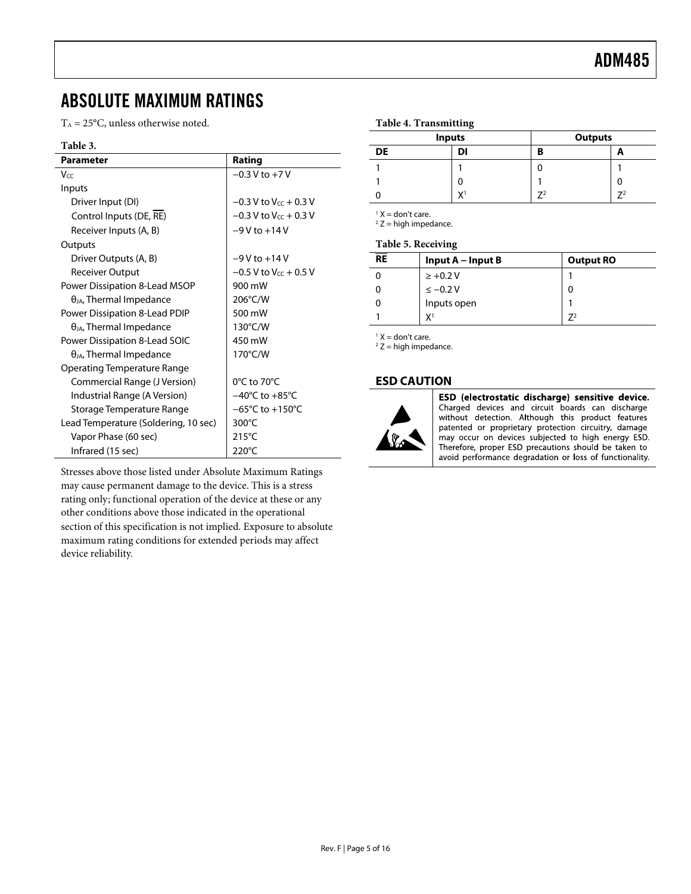# ABSOLUTE MAXIMUM RATINGS

$T_A$ = 25°C, unless otherwise noted.

**Table 3.**

| Parameter | Rating |
|---|---|
| $V_{CC}$ | −0.3 V to +7 V |
| Inputs | |
| Driver Input (DI) | −0.3 V to $V_{CC}$ + 0.3 V |
| Control Inputs (DE, $\overline{RE}$) | −0.3 V to $V_{CC}$ + 0.3 V |
| Receiver Inputs (A, B) | −9 V to +14 V |
| Outputs | |
| Driver Outputs (A, B) | −9 V to +14 V |
| Receiver Output | −0.5 V to $V_{CC}$ + 0.5 V |
| Power Dissipation 8-Lead MSOP | 900 mW |
| $\theta_{JA}$, Thermal Impedance | 206°C/W |
| Power Dissipation 8-Lead PDIP | 500 mW |
| $\theta_{JA}$, Thermal Impedance | 130°C/W |
| Power Dissipation 8-Lead SOIC | 450 mW |
| $\theta_{JA}$, Thermal Impedance | 170°C/W |
| Operating Temperature Range | |
| Commercial Range (J Version) | 0°C to 70°C |
| Industrial Range (A Version) | −40°C to +85°C |
| Storage Temperature Range | −65°C to +150°C |
| Lead Temperature (Soldering, 10 sec) | 300°C |
| Vapor Phase (60 sec) | 215°C |
| Infrared (15 sec) | 220°C |

Stresses above those listed under Absolute Maximum Ratings may cause permanent damage to the device. This is a stress rating only; functional operation of the device at these or any other conditions above those indicated in the operational section of this specification is not implied. Exposure to absolute maximum rating conditions for extended periods may affect device reliability.

**Table 4. Transmitting**

| Inputs | | Outputs | |
|---|---|---|---|
| DE | DI | B | A |
| 1 | 1 | 0 | 1 |
| 1 | 0 | 1 | 0 |
| 0 | X[1] | Z[2] | Z[2] |

[1] X = don't care.
[2] Z = high impedance.

**Table 5. Receiving**

| $\overline{RE}$ | Input A − Input B | Output RO |
|---|---|---|
| 0 | ≥ +0.2 V | 1 |
| 0 | ≤ −0.2 V | 0 |
| 0 | Inputs open | 1 |
| 1 | X[1] | Z[2] |

[1] X = don't care.
[2] Z = high impedance.

## ESD CAUTION

**ESD (electrostatic discharge) sensitive device.** Charged devices and circuit boards can discharge without detection. Although this product features patented or proprietary protection circuitry, damage may occur on devices subjected to high energy ESD. Therefore, proper ESD precautions should be taken to avoid performance degradation or loss of functionality.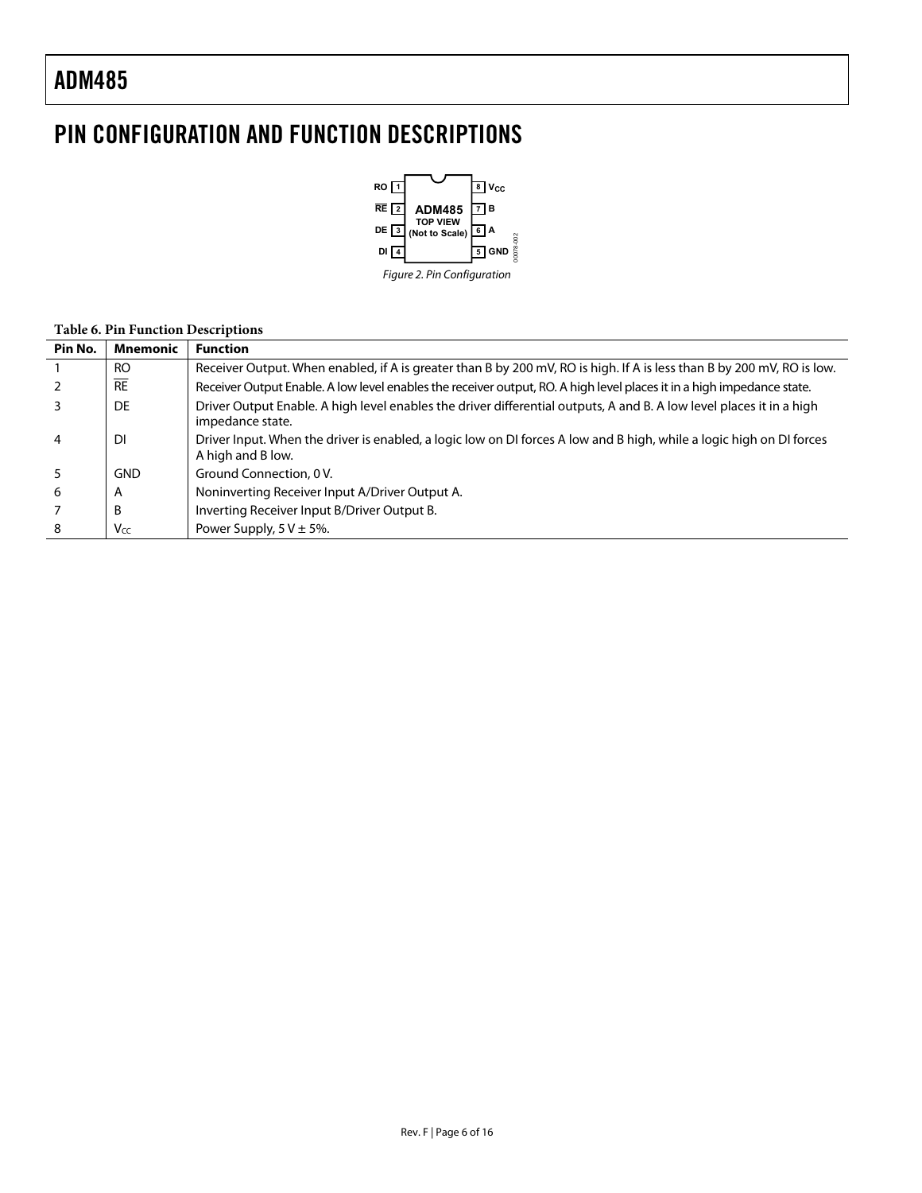# PIN CONFIGURATION AND FUNCTION DESCRIPTIONS

Figure 2. Pin Configuration

**Table 6. Pin Function Descriptions**

| Pin No. | Mnemonic | Function |
|---|---|---|
| 1 | RO | Receiver Output. When enabled, if A is greater than B by 200 mV, RO is high. If A is less than B by 200 mV, RO is low. |
| 2 | $\overline{RE}$ | Receiver Output Enable. A low level enables the receiver output, RO. A high level places it in a high impedance state. |
| 3 | DE | Driver Output Enable. A high level enables the driver differential outputs, A and B. A low level places it in a high impedance state. |
| 4 | DI | Driver Input. When the driver is enabled, a logic low on DI forces A low and B high, while a logic high on DI forces A high and B low. |
| 5 | GND | Ground Connection, 0 V. |
| 6 | A | Noninverting Receiver Input A/Driver Output A. |
| 7 | B | Inverting Receiver Input B/Driver Output B. |
| 8 | $V_{CC}$ | Power Supply, 5 V ± 5%. |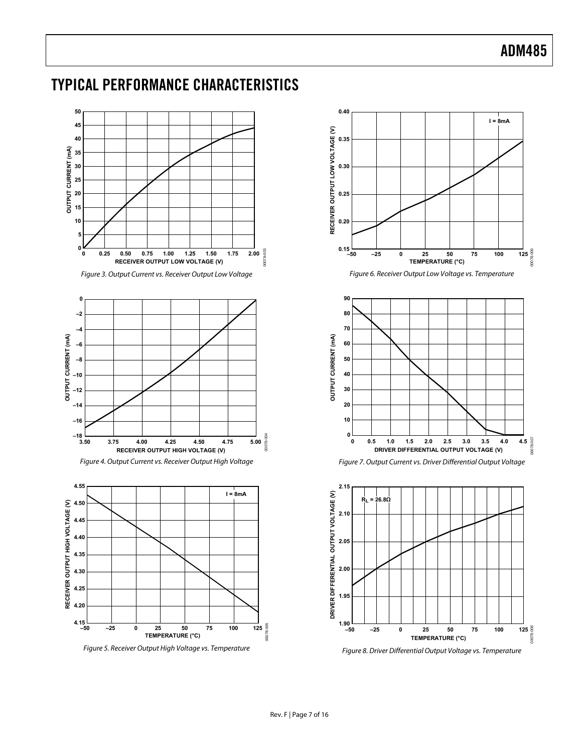## TYPICAL PERFORMANCE CHARACTERISTICS

Figure 3. Output Current vs. Receiver Output Low Voltage

Figure 4. Output Current vs. Receiver Output High Voltage

Figure 5. Receiver Output High Voltage vs. Temperature

Figure 6. Receiver Output Low Voltage vs. Temperature

Figure 7. Output Current vs. Driver Differential Output Voltage

Figure 8. Driver Differential Output Voltage vs. Temperature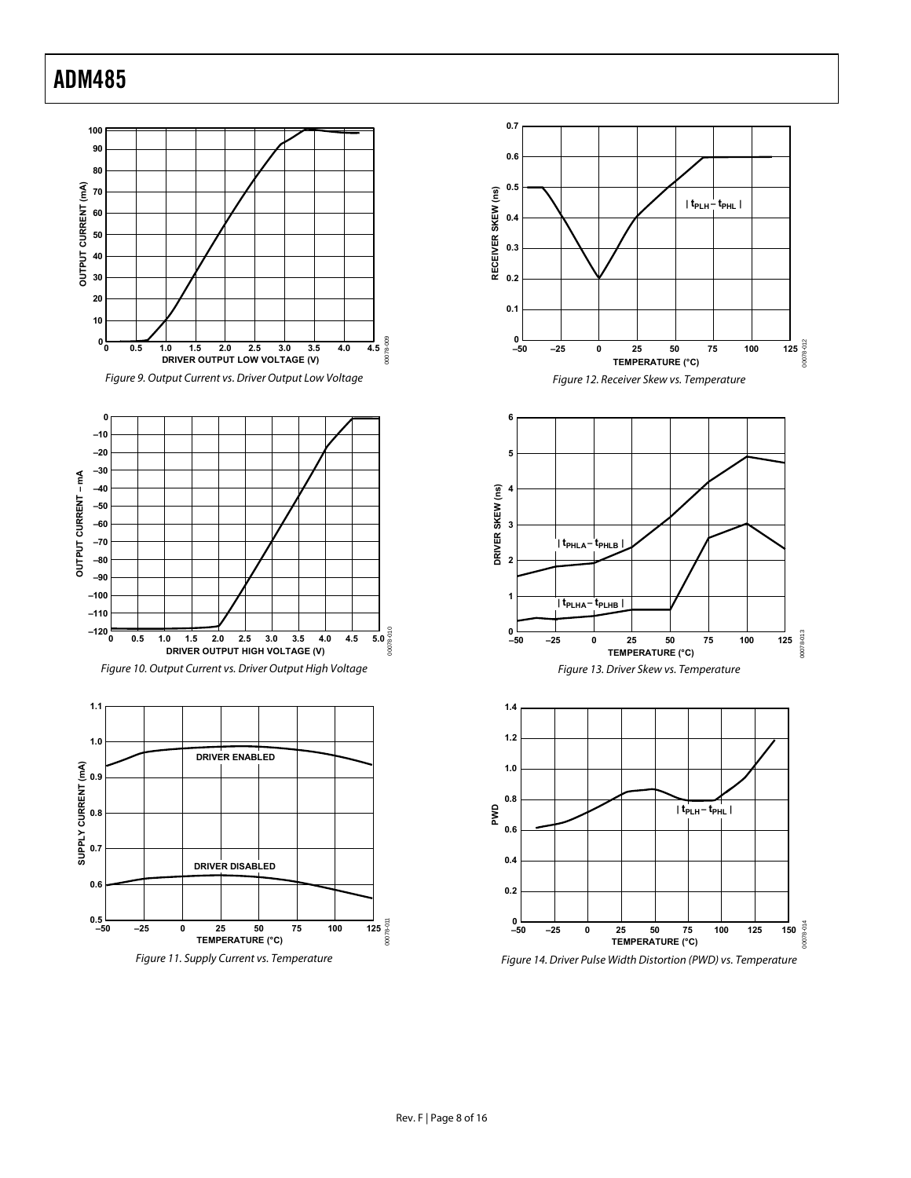Figure 9. Output Current vs. Driver Output Low Voltage

Figure 10. Output Current vs. Driver Output High Voltage

Figure 11. Supply Current vs. Temperature

Figure 12. Receiver Skew vs. Temperature

Figure 13. Driver Skew vs. Temperature

Figure 14. Driver Pulse Width Distortion (PWD) vs. Temperature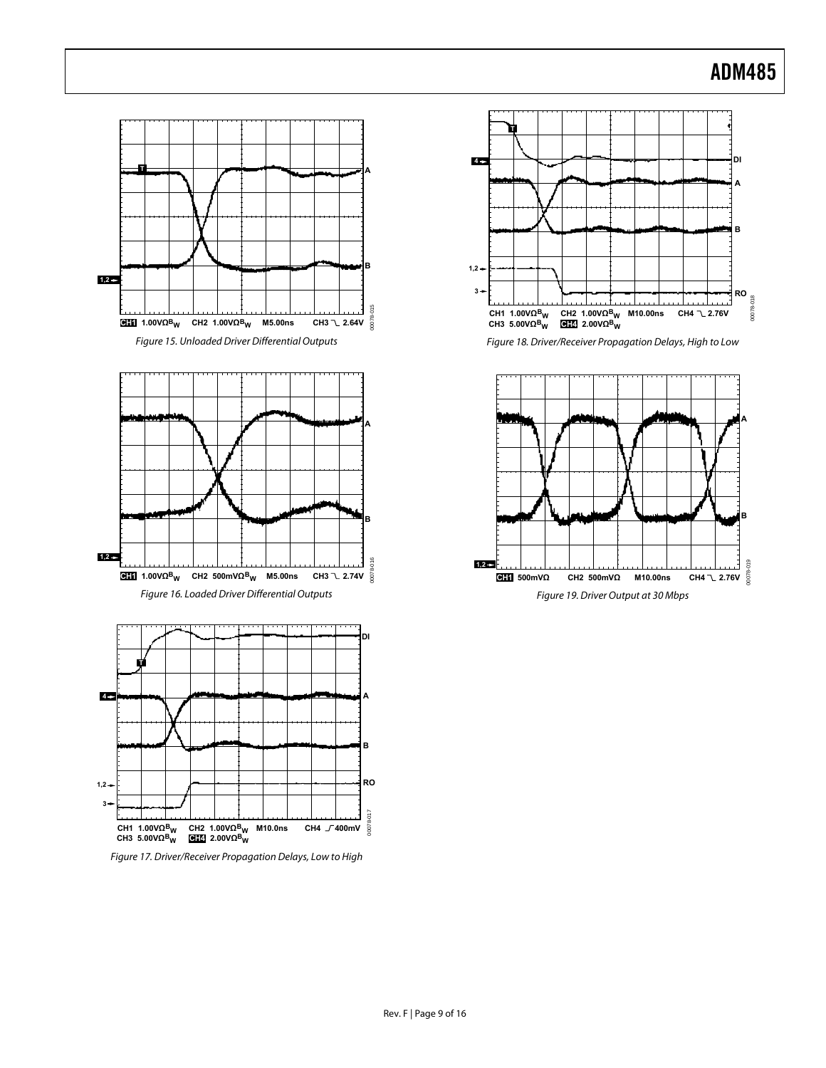Figure 15. Unloaded Driver Differential Outputs

Figure 16. Loaded Driver Differential Outputs

Figure 17. Driver/Receiver Propagation Delays, Low to High

Figure 18. Driver/Receiver Propagation Delays, High to Low

Figure 19. Driver Output at 30 Mbps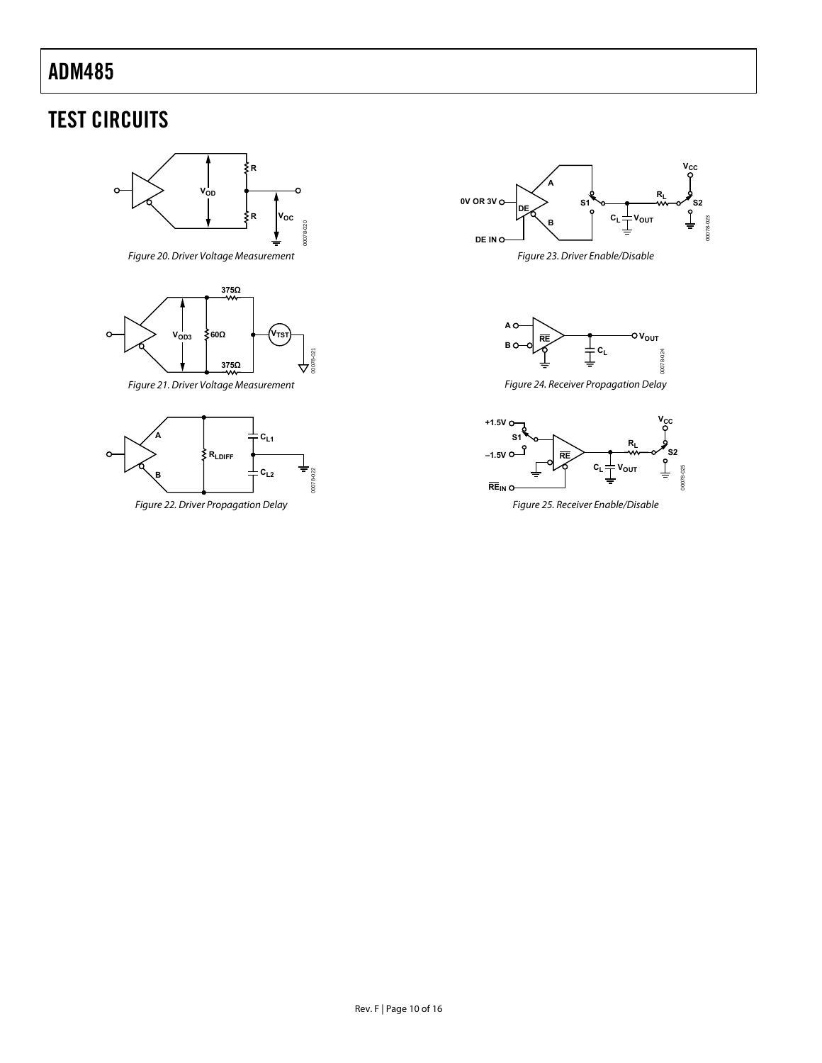## TEST CIRCUITS

Figure 20. Driver Voltage Measurement

Figure 21. Driver Voltage Measurement

Figure 22. Driver Propagation Delay

Figure 23. Driver Enable/Disable

Figure 24. Receiver Propagation Delay

Figure 25. Receiver Enable/Disable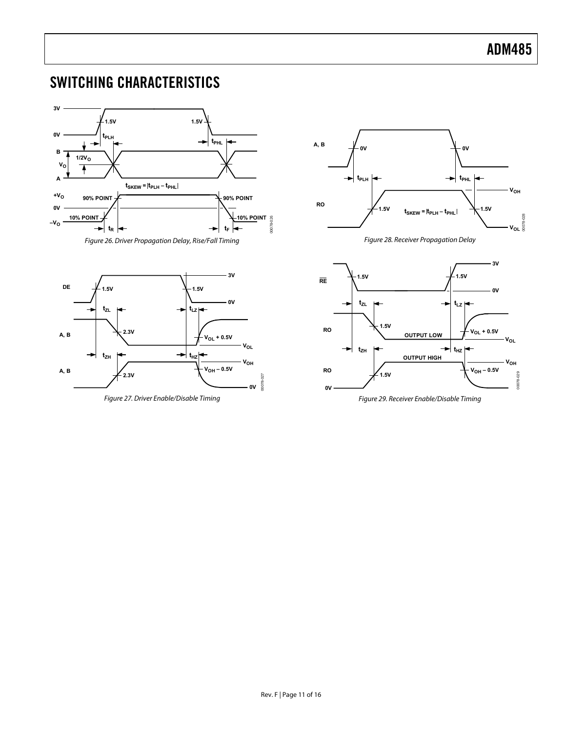## SWITCHING CHARACTERISTICS

Figure 26. Driver Propagation Delay, Rise/Fall Timing

Figure 27. Driver Enable/Disable Timing

Figure 28. Receiver Propagation Delay

Figure 29. Receiver Enable/Disable Timing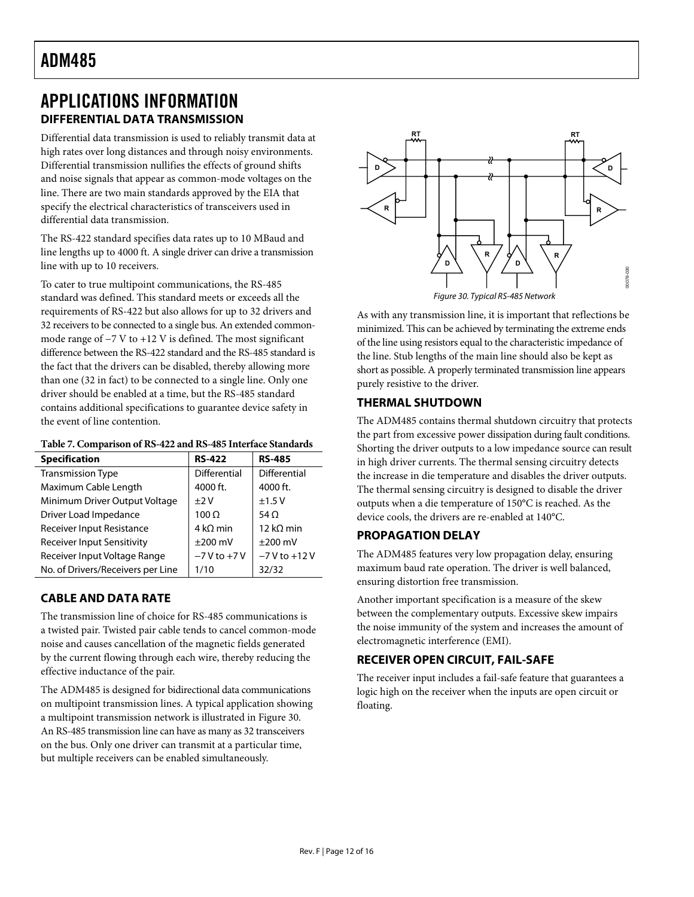# APPLICATIONS INFORMATION

## DIFFERENTIAL DATA TRANSMISSION

Differential data transmission is used to reliably transmit data at high rates over long distances and through noisy environments. Differential transmission nullifies the effects of ground shifts and noise signals that appear as common-mode voltages on the line. There are two main standards approved by the EIA that specify the electrical characteristics of transceivers used in differential data transmission.

The RS-422 standard specifies data rates up to 10 MBaud and line lengths up to 4000 ft. A single driver can drive a transmission line with up to 10 receivers.

To cater to true multipoint communications, the RS-485 standard was defined. This standard meets or exceeds all the requirements of RS-422 but also allows for up to 32 drivers and 32 receivers to be connected to a single bus. An extended common-mode range of −7 V to +12 V is defined. The most significant difference between the RS-422 standard and the RS-485 standard is the fact that the drivers can be disabled, thereby allowing more than one (32 in fact) to be connected to a single line. Only one driver should be enabled at a time, but the RS-485 standard contains additional specifications to guarantee device safety in the event of line contention.

**Table 7. Comparison of RS-422 and RS-485 Interface Standards**

| Specification | RS-422 | RS-485 |
|---|---|---|
| Transmission Type | Differential | Differential |
| Maximum Cable Length | 4000 ft. | 4000 ft. |
| Minimum Driver Output Voltage | ±2 V | ±1.5 V |
| Driver Load Impedance | 100 Ω | 54 Ω |
| Receiver Input Resistance | 4 kΩ min | 12 kΩ min |
| Receiver Input Sensitivity | ±200 mV | ±200 mV |
| Receiver Input Voltage Range | −7 V to +7 V | −7 V to +12 V |
| No. of Drivers/Receivers per Line | 1/10 | 32/32 |

## CABLE AND DATA RATE

The transmission line of choice for RS-485 communications is a twisted pair. Twisted pair cable tends to cancel common-mode noise and causes cancellation of the magnetic fields generated by the current flowing through each wire, thereby reducing the effective inductance of the pair.

The ADM485 is designed for bidirectional data communications on multipoint transmission lines. A typical application showing a multipoint transmission network is illustrated in Figure 30. An RS-485 transmission line can have as many as 32 transceivers on the bus. Only one driver can transmit at a particular time, but multiple receivers can be enabled simultaneously.

*Figure 30. Typical RS-485 Network*

As with any transmission line, it is important that reflections be minimized. This can be achieved by terminating the extreme ends of the line using resistors equal to the characteristic impedance of the line. Stub lengths of the main line should also be kept as short as possible. A properly terminated transmission line appears purely resistive to the driver.

## THERMAL SHUTDOWN

The ADM485 contains thermal shutdown circuitry that protects the part from excessive power dissipation during fault conditions. Shorting the driver outputs to a low impedance source can result in high driver currents. The thermal sensing circuitry detects the increase in die temperature and disables the driver outputs. The thermal sensing circuitry is designed to disable the driver outputs when a die temperature of 150°C is reached. As the device cools, the drivers are re-enabled at 140°C.

## PROPAGATION DELAY

The ADM485 features very low propagation delay, ensuring maximum baud rate operation. The driver is well balanced, ensuring distortion free transmission.

Another important specification is a measure of the skew between the complementary outputs. Excessive skew impairs the noise immunity of the system and increases the amount of electromagnetic interference (EMI).

## RECEIVER OPEN CIRCUIT, FAIL-SAFE

The receiver input includes a fail-safe feature that guarantees a logic high on the receiver when the inputs are open circuit or floating.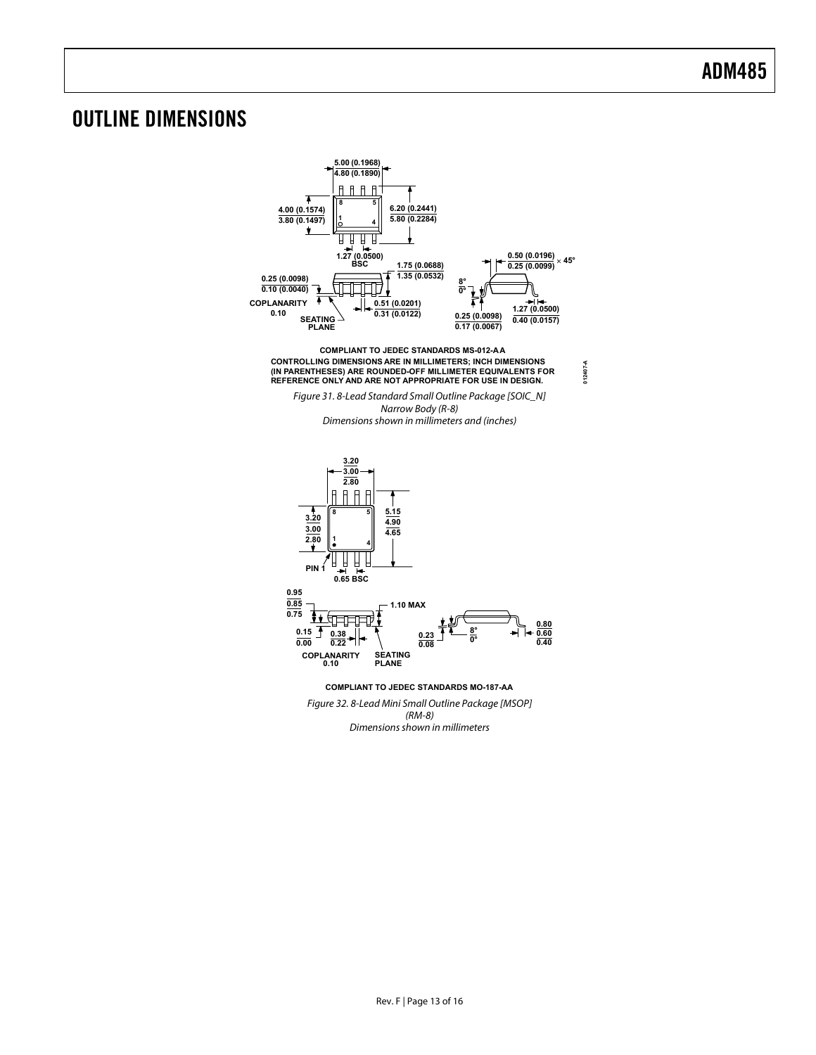# OUTLINE DIMENSIONS

5.00 (0.1968)
4.80 (0.1890)

4.00 (0.1574)
3.80 (0.1497)

6.20 (0.2441)
5.80 (0.2284)

1.27 (0.0500)
BSC

1.75 (0.0688)
1.35 (0.0532)

0.25 (0.0098)
0.10 (0.0040)

COPLANARITY
0.10

SEATING
PLANE

0.51 (0.0201)
0.31 (0.0122)

0.50 (0.0196)
0.25 (0.0099) × 45°

8°
0°

0.25 (0.0098)
0.17 (0.0067)

1.27 (0.0500)
0.40 (0.0157)

COMPLIANT TO JEDEC STANDARDS MS-012-AA
CONTROLLING DIMENSIONS ARE IN MILLIMETERS; INCH DIMENSIONS (IN PARENTHESES) ARE ROUNDED-OFF MILLIMETER EQUIVALENTS FOR REFERENCE ONLY AND ARE NOT APPROPRIATE FOR USE IN DESIGN.

012407-A

*Figure 31. 8-Lead Standard Small Outline Package [SOIC_N]*
*Narrow Body (R-8)*
*Dimensions shown in millimeters and (inches)*

3.20
3.00
2.80

3.20
3.00
2.80

5.15
4.90
4.65

PIN 1

0.65 BSC

0.95
0.85
0.75

1.10 MAX

0.15
0.00

0.38
0.22

COPLANARITY
0.10

SEATING
PLANE

0.23
0.08

8°
0°

0.80
0.60
0.40

COMPLIANT TO JEDEC STANDARDS MO-187-AA

*Figure 32. 8-Lead Mini Small Outline Package [MSOP]*
*(RM-8)*
*Dimensions shown in millimeters*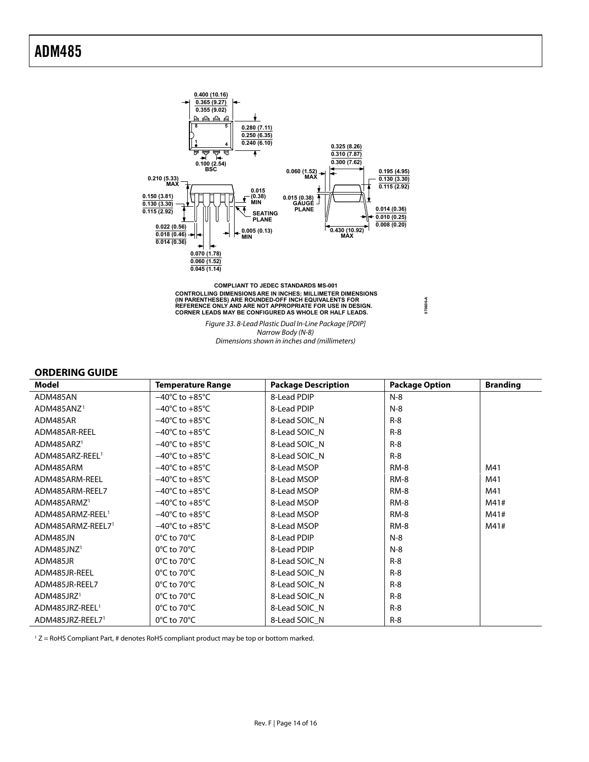COMPLIANT TO JEDEC STANDARDS MS-001

CONTROLLING DIMENSIONS ARE IN INCHES; MILLIMETER DIMENSIONS (IN PARENTHESES) ARE ROUNDED-OFF INCH EQUIVALENTS FOR REFERENCE ONLY AND ARE NOT APPROPRIATE FOR USE IN DESIGN. CORNER LEADS MAY BE CONFIGURED AS WHOLE OR HALF LEADS.

*Figure 33. 8-Lead Plastic Dual In-Line Package [PDIP]*
*Narrow Body (N-8)*
*Dimensions shown in inches and (millimeters)*

## ORDERING GUIDE

| Model | Temperature Range | Package Description | Package Option | Branding |
|---|---|---|---|---|
| ADM485AN | −40°C to +85°C | 8-Lead PDIP | N-8 | |
| ADM485ANZ[1] | −40°C to +85°C | 8-Lead PDIP | N-8 | |
| ADM485AR | −40°C to +85°C | 8-Lead SOIC_N | R-8 | |
| ADM485AR-REEL | −40°C to +85°C | 8-Lead SOIC_N | R-8 | |
| ADM485ARZ[1] | −40°C to +85°C | 8-Lead SOIC_N | R-8 | |
| ADM485ARZ-REEL[1] | −40°C to +85°C | 8-Lead SOIC_N | R-8 | |
| ADM485ARM | −40°C to +85°C | 8-Lead MSOP | RM-8 | M41 |
| ADM485ARM-REEL | −40°C to +85°C | 8-Lead MSOP | RM-8 | M41 |
| ADM485ARM-REEL7 | −40°C to +85°C | 8-Lead MSOP | RM-8 | M41 |
| ADM485ARMZ[1] | −40°C to +85°C | 8-Lead MSOP | RM-8 | M41# |
| ADM485ARMZ-REEL[1] | −40°C to +85°C | 8-Lead MSOP | RM-8 | M41# |
| ADM485ARMZ-REEL7[1] | −40°C to +85°C | 8-Lead MSOP | RM-8 | M41# |
| ADM485JN | 0°C to 70°C | 8-Lead PDIP | N-8 | |
| ADM485JNZ[1] | 0°C to 70°C | 8-Lead PDIP | N-8 | |
| ADM485JR | 0°C to 70°C | 8-Lead SOIC_N | R-8 | |
| ADM485JR-REEL | 0°C to 70°C | 8-Lead SOIC_N | R-8 | |
| ADM485JR-REEL7 | 0°C to 70°C | 8-Lead SOIC_N | R-8 | |
| ADM485JRZ[1] | 0°C to 70°C | 8-Lead SOIC_N | R-8 | |
| ADM485JRZ-REEL[1] | 0°C to 70°C | 8-Lead SOIC_N | R-8 | |
| ADM485JRZ-REEL7[1] | 0°C to 70°C | 8-Lead SOIC_N | R-8 | |

[1] Z = RoHS Compliant Part, # denotes RoHS compliant product may be top or bottom marked.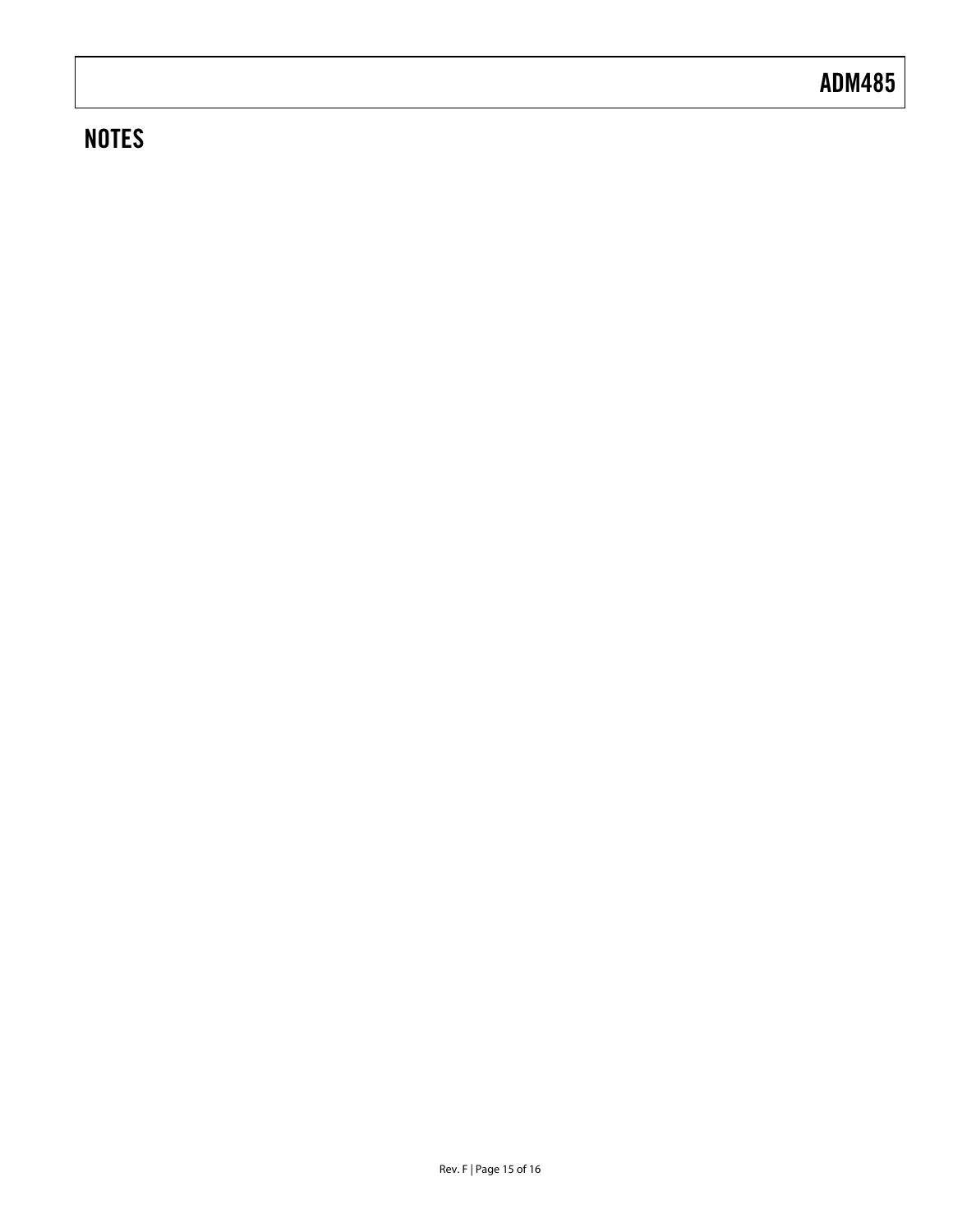## NOTES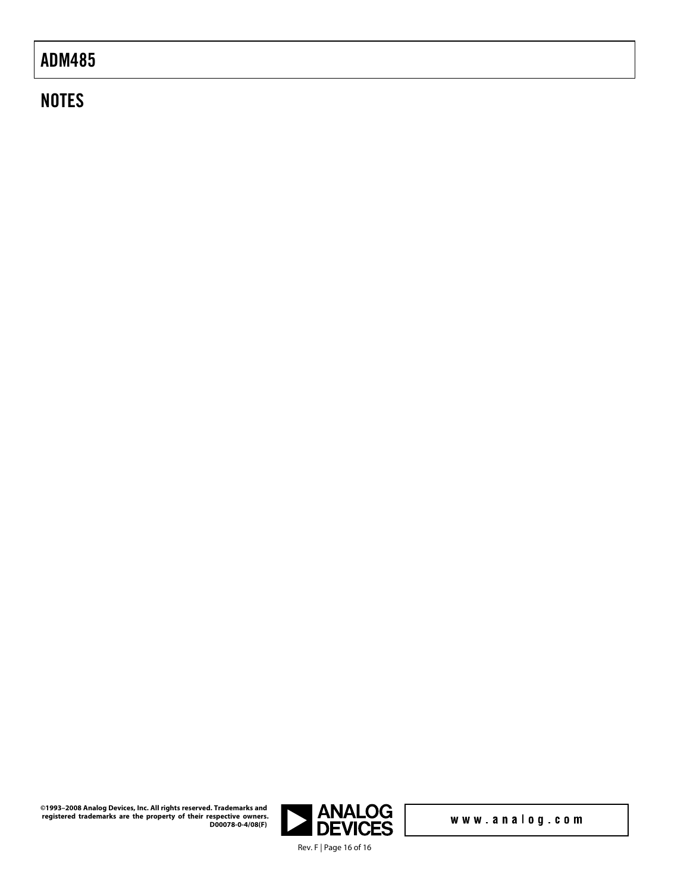## NOTES

©1993–2008 Analog Devices, Inc. All rights reserved. Trademarks and registered trademarks are the property of their respective owners.
D00078-0-4/08(F)

www.analog.com